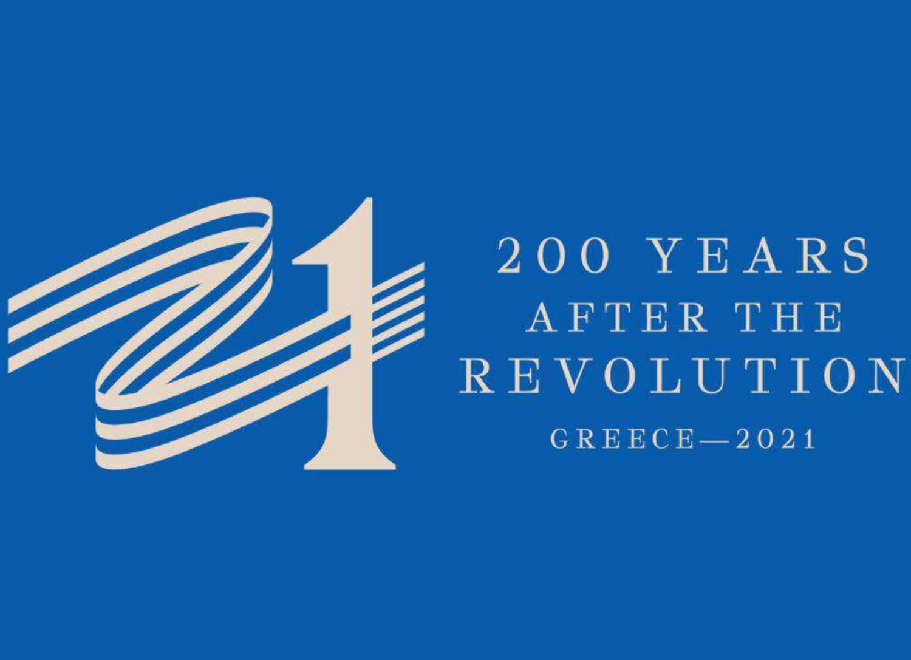# 200 YEARS AFTER THE REVOLUTION

GREECE—2021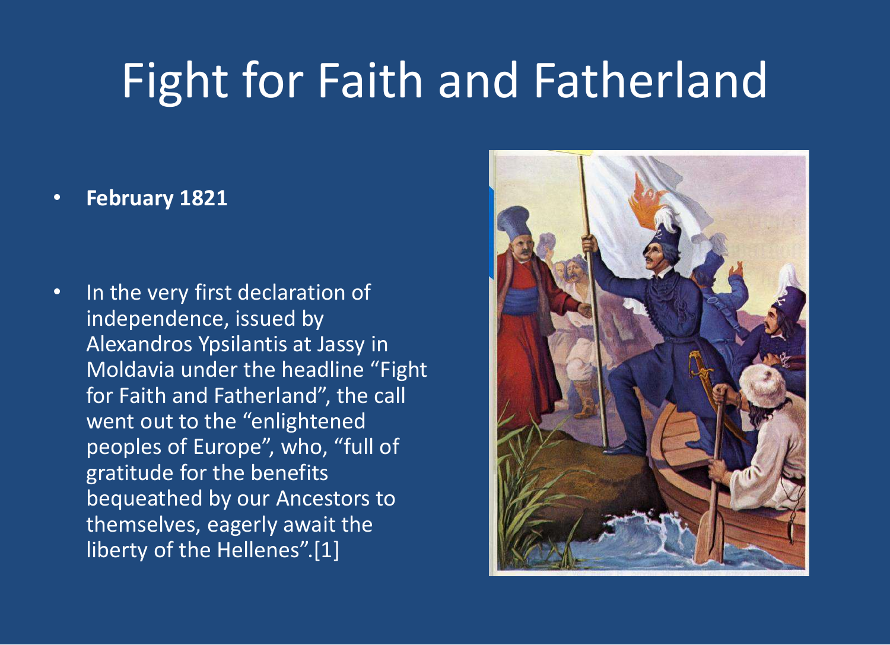# Fight for Faith and Fatherland

- **February 1821**

- In the very first declaration of independence, issued by Alexandros Ypsilantis at Jassy in Moldavia under the headline "Fight for Faith and Fatherland", the call went out to the "enlightened peoples of Europe", who, "full of gratitude for the benefits bequeathed by our Ancestors to themselves, eagerly await the liberty of the Hellenes".[1]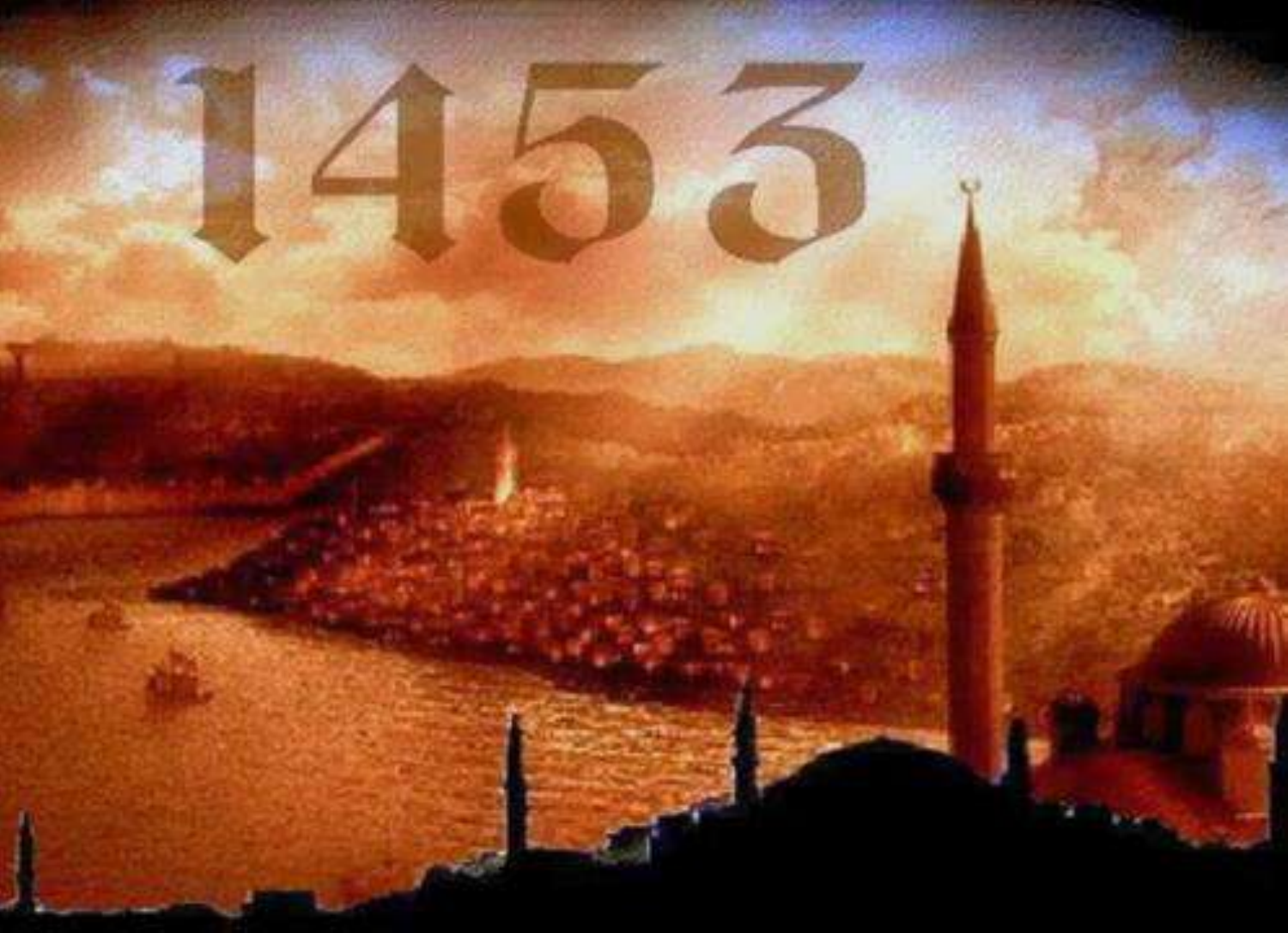# 1453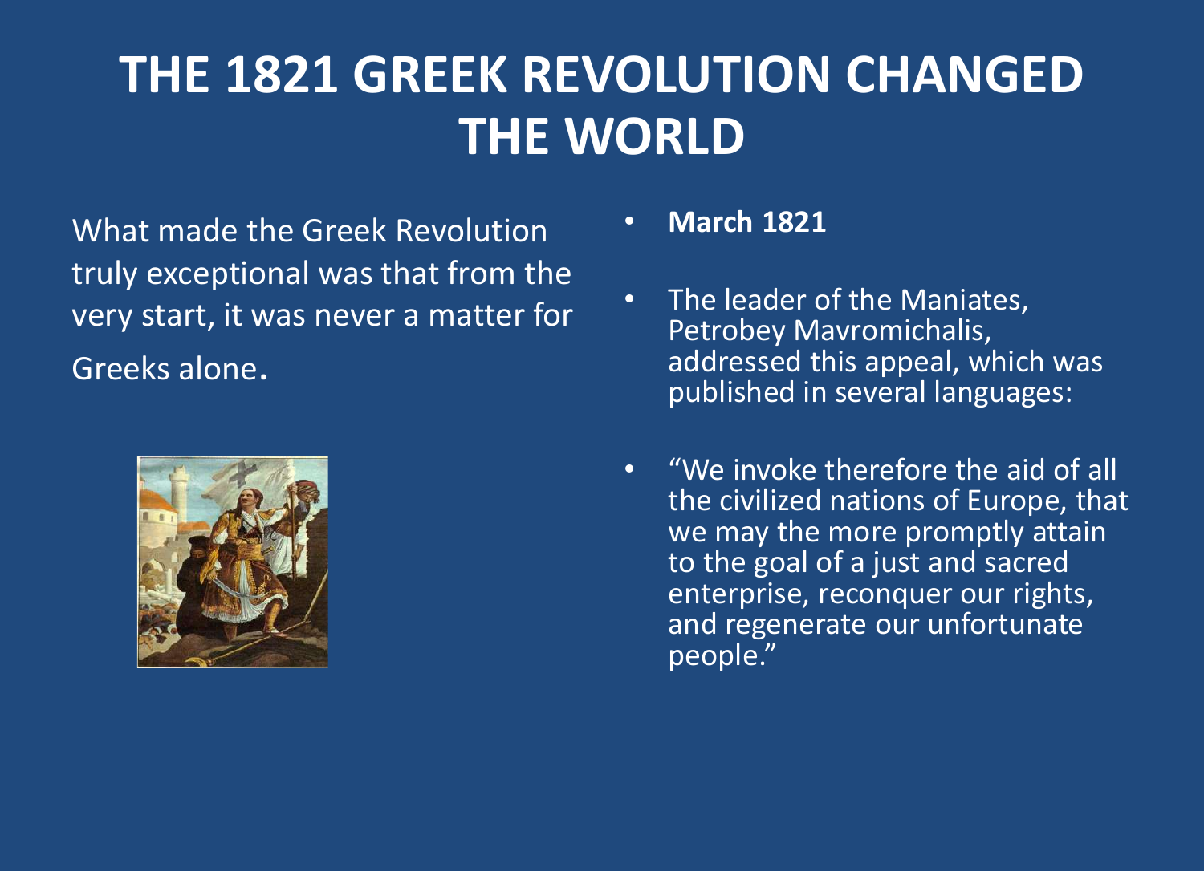# THE 1821 GREEK REVOLUTION CHANGED THE WORLD

What made the Greek Revolution truly exceptional was that from the very start, it was never a matter for Greeks alone.

- **March 1821**
- The leader of the Maniates, Petrobey Mavromichalis, addressed this appeal, which was published in several languages:
- "We invoke therefore the aid of all the civilized nations of Europe, that we may the more promptly attain to the goal of a just and sacred enterprise, reconquer our rights, and regenerate our unfortunate people."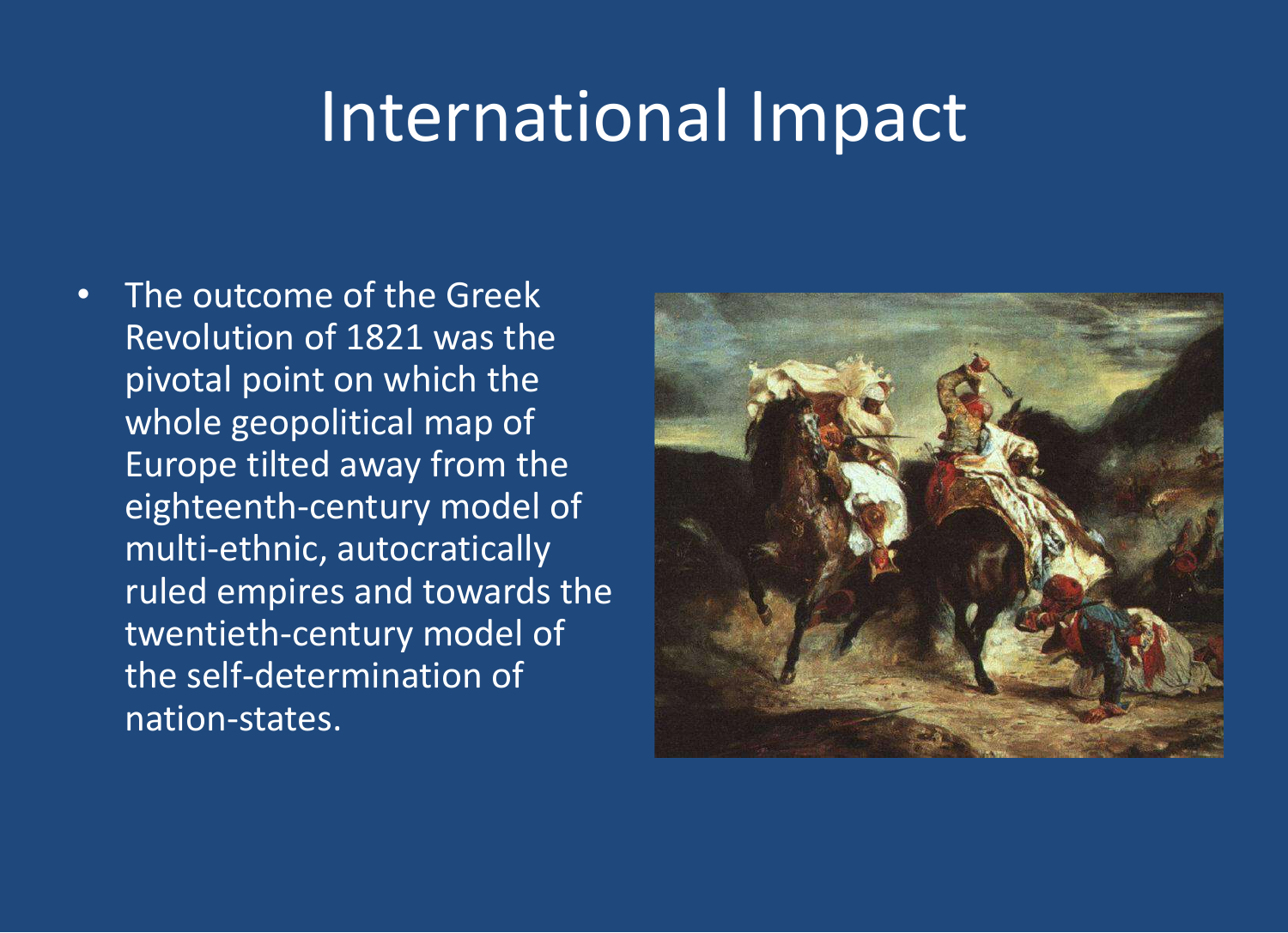# International Impact

- The outcome of the Greek Revolution of 1821 was the pivotal point on which the whole geopolitical map of Europe tilted away from the eighteenth-century model of multi-ethnic, autocratically ruled empires and towards the twentieth-century model of the self-determination of nation-states.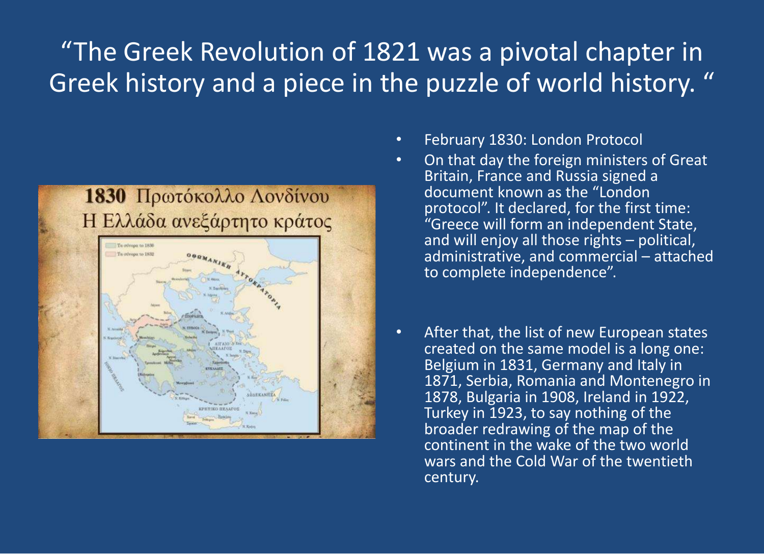# "The Greek Revolution of 1821 was a pivotal chapter in Greek history and a piece in the puzzle of world history. "

- February 1830: London Protocol
- On that day the foreign ministers of Great Britain, France and Russia signed a document known as the "London protocol". It declared, for the first time: "Greece will form an independent State, and will enjoy all those rights – political, administrative, and commercial – attached to complete independence".
- After that, the list of new European states created on the same model is a long one: Belgium in 1831, Germany and Italy in 1871, Serbia, Romania and Montenegro in 1878, Bulgaria in 1908, Ireland in 1922, Turkey in 1923, to say nothing of the broader redrawing of the map of the continent in the wake of the two world wars and the Cold War of the twentieth century.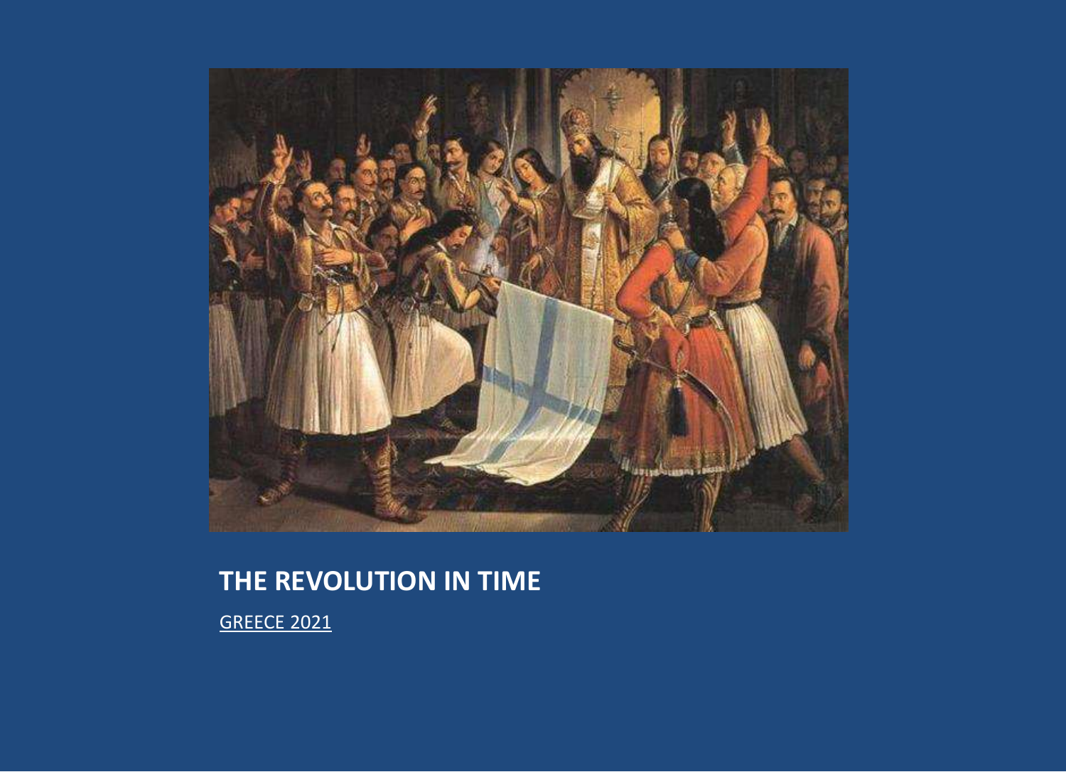**THE REVOLUTION IN TIME**

GREECE 2021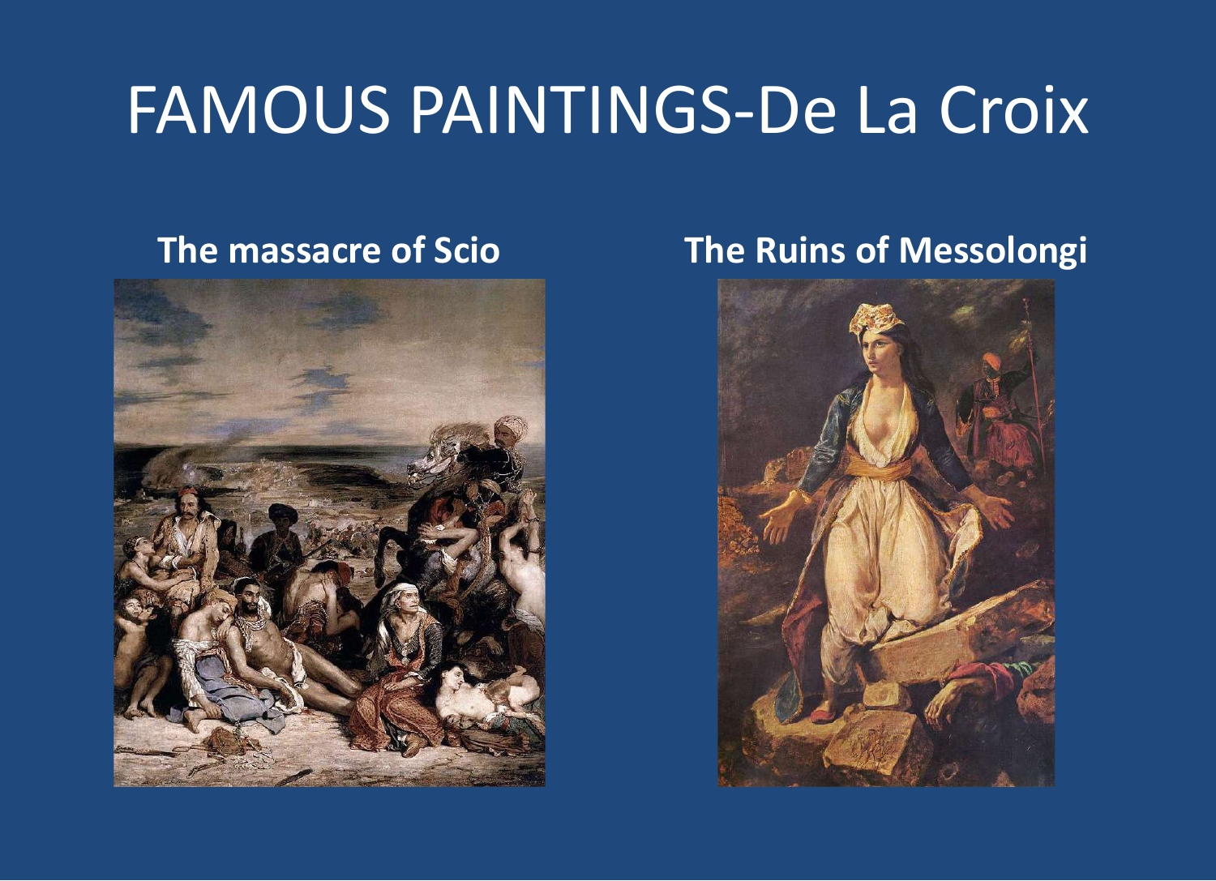# FAMOUS PAINTINGS-De La Croix

**The massacre of Scio**

**The Ruins of Messolongi**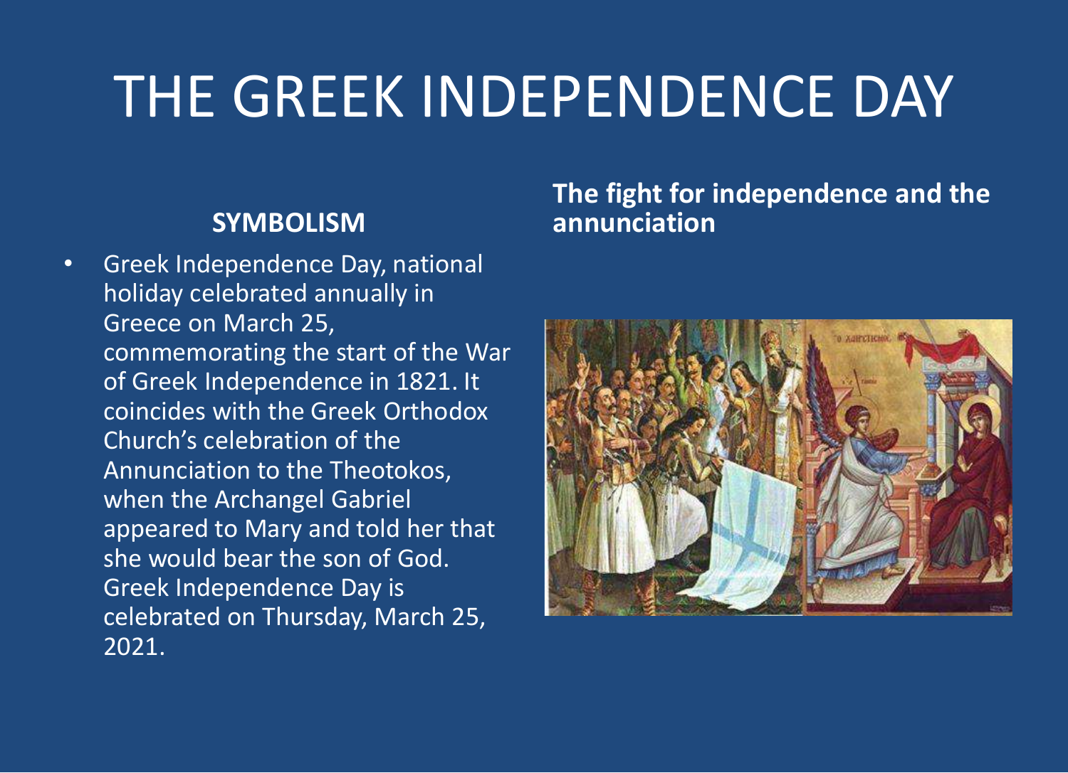# THE GREEK INDEPENDENCE DAY

### SYMBOLISM

- Greek Independence Day, national holiday celebrated annually in Greece on March 25, commemorating the start of the War of Greek Independence in 1821. It coincides with the Greek Orthodox Church's celebration of the Annunciation to the Theotokos, when the Archangel Gabriel appeared to Mary and told her that she would bear the son of God. Greek Independence Day is celebrated on Thursday, March 25, 2021.

### The fight for independence and the annunciation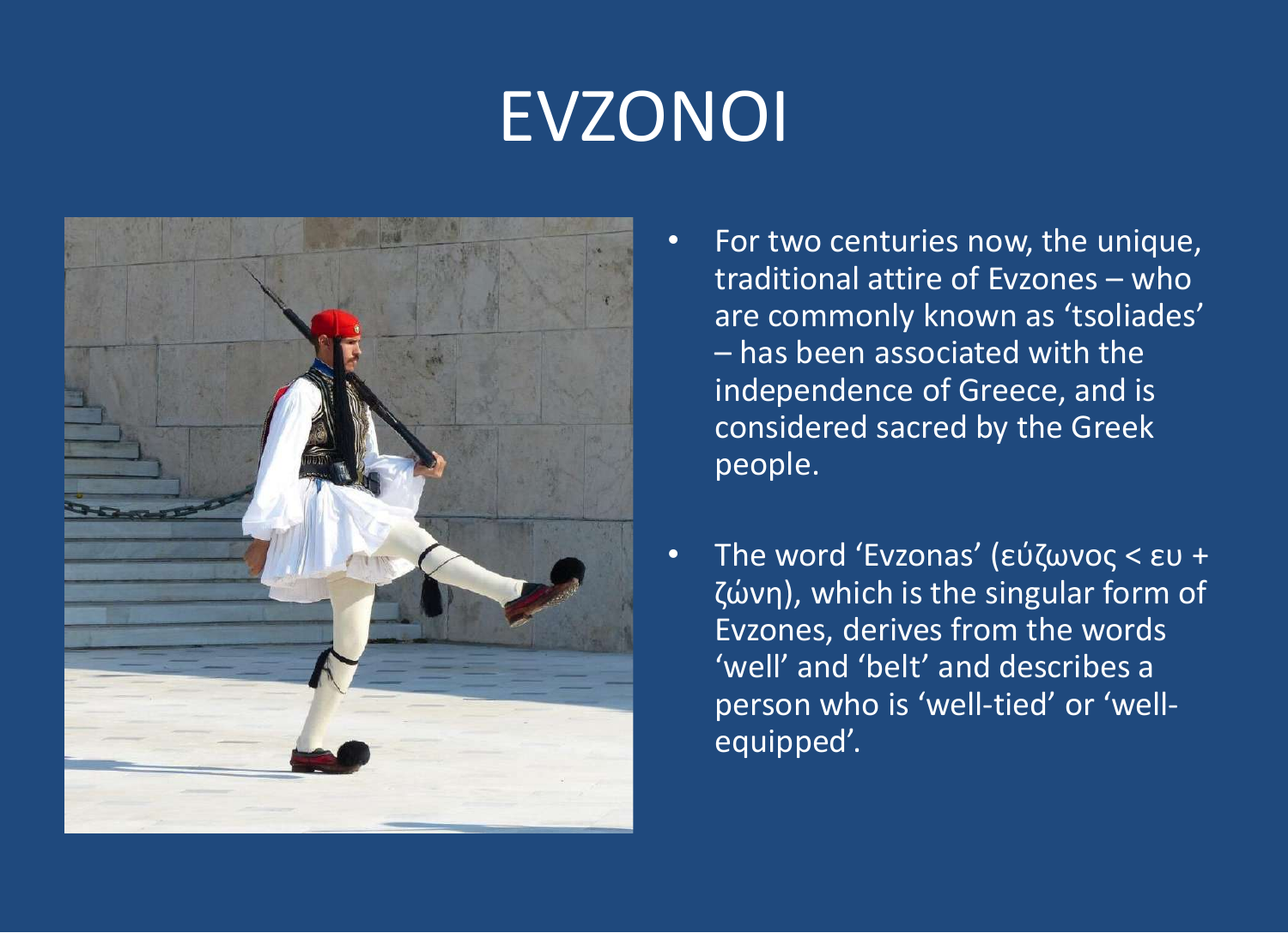# EVZONOI

- For two centuries now, the unique, traditional attire of Evzones – who are commonly known as ‘tsoliades’ – has been associated with the independence of Greece, and is considered sacred by the Greek people.
- The word ‘Evzonas’ (εύζωνος < ευ + ζώνη), which is the singular form of Evzones, derives from the words ‘well’ and ‘belt’ and describes a person who is ‘well-tied’ or ‘well-equipped’.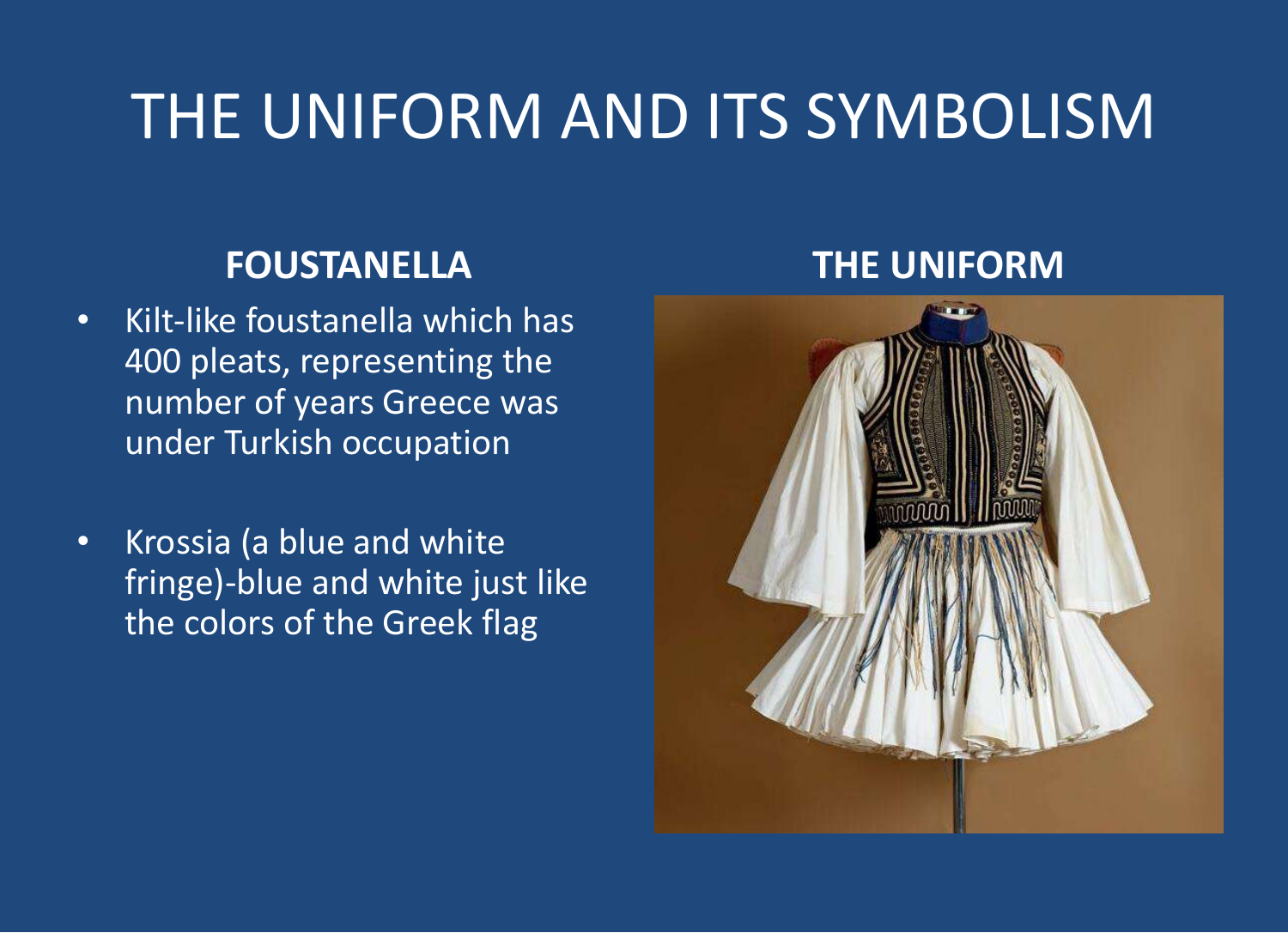# THE UNIFORM AND ITS SYMBOLISM

## FOUSTANELLA

- Kilt-like foustanella which has 400 pleats, representing the number of years Greece was under Turkish occupation

- Krossia (a blue and white fringe)-blue and white just like the colors of the Greek flag

## THE UNIFORM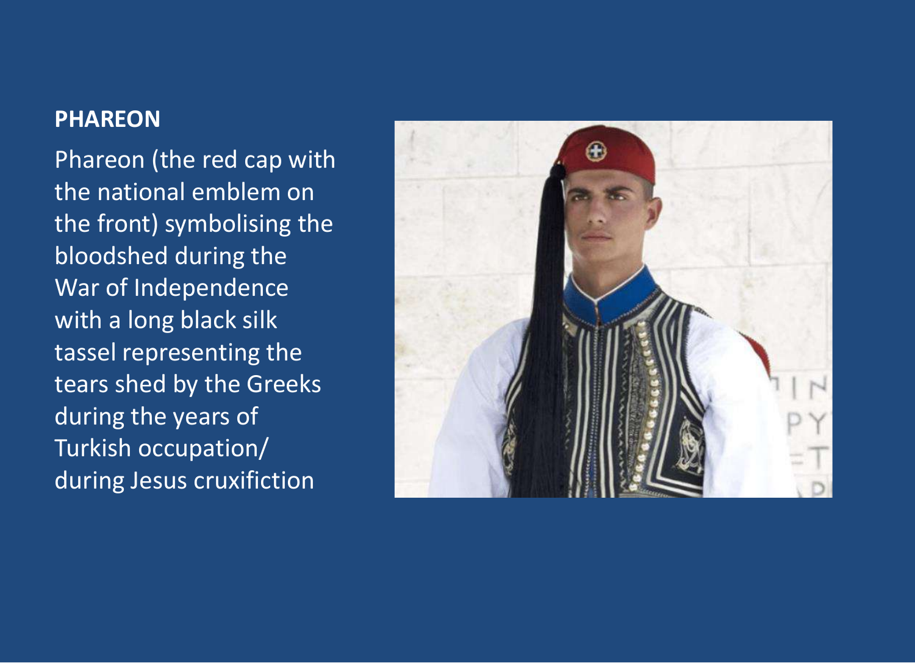**PHAREON**

Phareon (the red cap with the national emblem on the front) symbolising the bloodshed during the War of Independence with a long black silk tassel representing the tears shed by the Greeks during the years of Turkish occupation/ during Jesus cruxifiction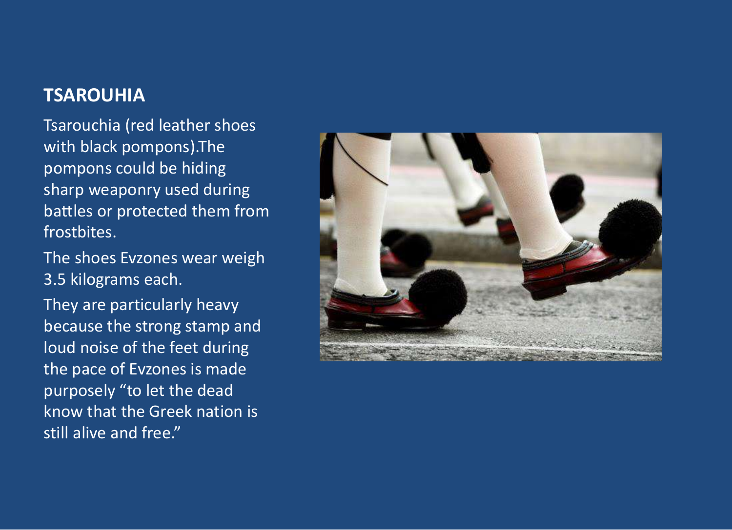## TSAROUHIA

Tsarouchia (red leather shoes with black pompons).The pompons could be hiding sharp weaponry used during battles or protected them from frostbites.

The shoes Evzones wear weigh 3.5 kilograms each.

They are particularly heavy because the strong stamp and loud noise of the feet during the pace of Evzones is made purposely "to let the dead know that the Greek nation is still alive and free."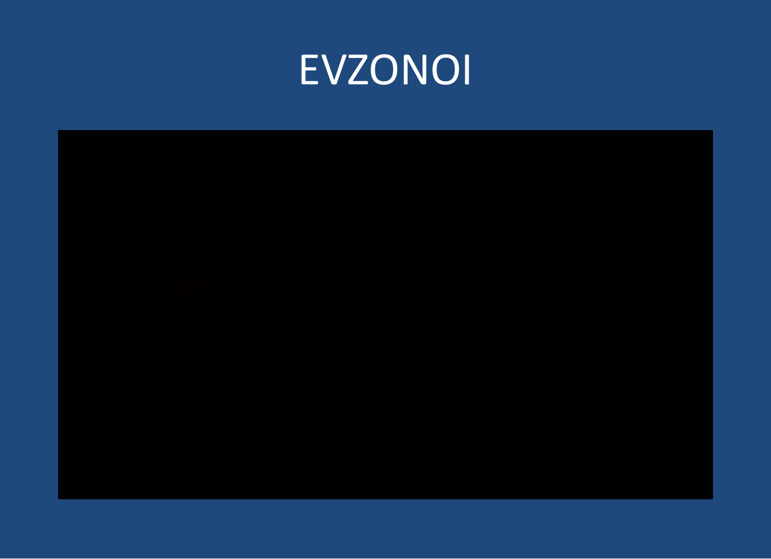# EVZONOI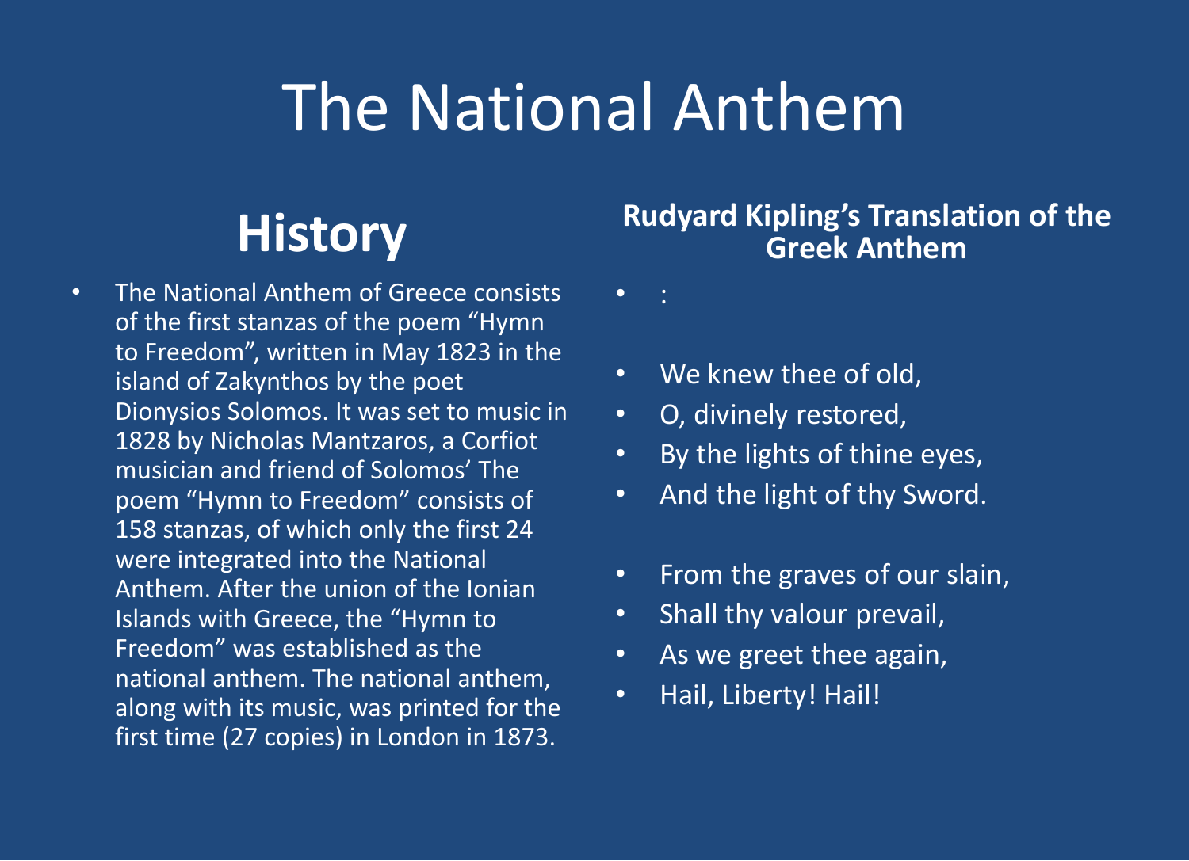# The National Anthem

## History

- The National Anthem of Greece consists of the first stanzas of the poem "Hymn to Freedom", written in May 1823 in the island of Zakynthos by the poet Dionysios Solomos. It was set to music in 1828 by Nicholas Mantzaros, a Corfiot musician and friend of Solomos' The poem "Hymn to Freedom" consists of 158 stanzas, of which only the first 24 were integrated into the National Anthem. After the union of the Ionian Islands with Greece, the "Hymn to Freedom" was established as the national anthem. The national anthem, along with its music, was printed for the first time (27 copies) in London in 1873.

### Rudyard Kipling's Translation of the Greek Anthem

- :

- We knew thee of old,
- O, divinely restored,
- By the lights of thine eyes,
- And the light of thy Sword.

- From the graves of our slain,
- Shall thy valour prevail,
- As we greet thee again,
- Hail, Liberty! Hail!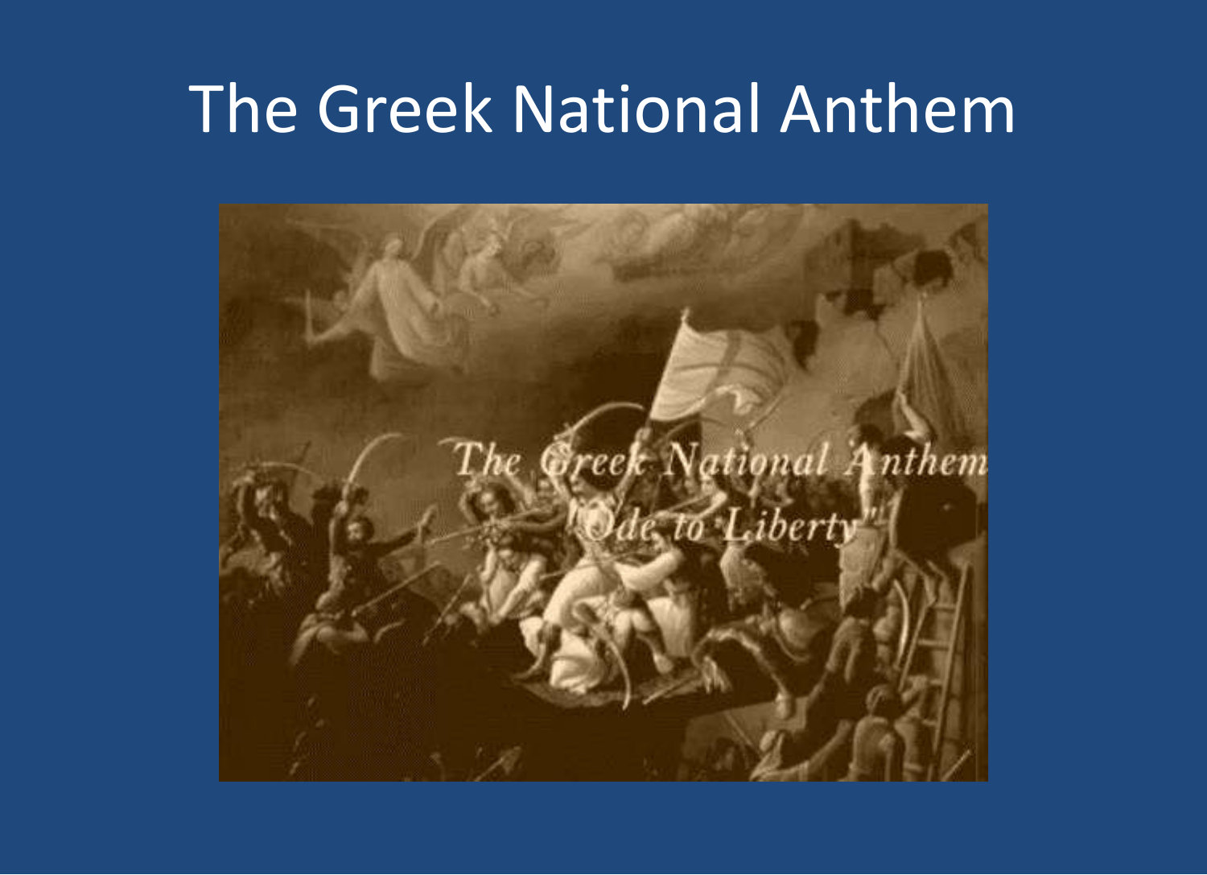# The Greek National Anthem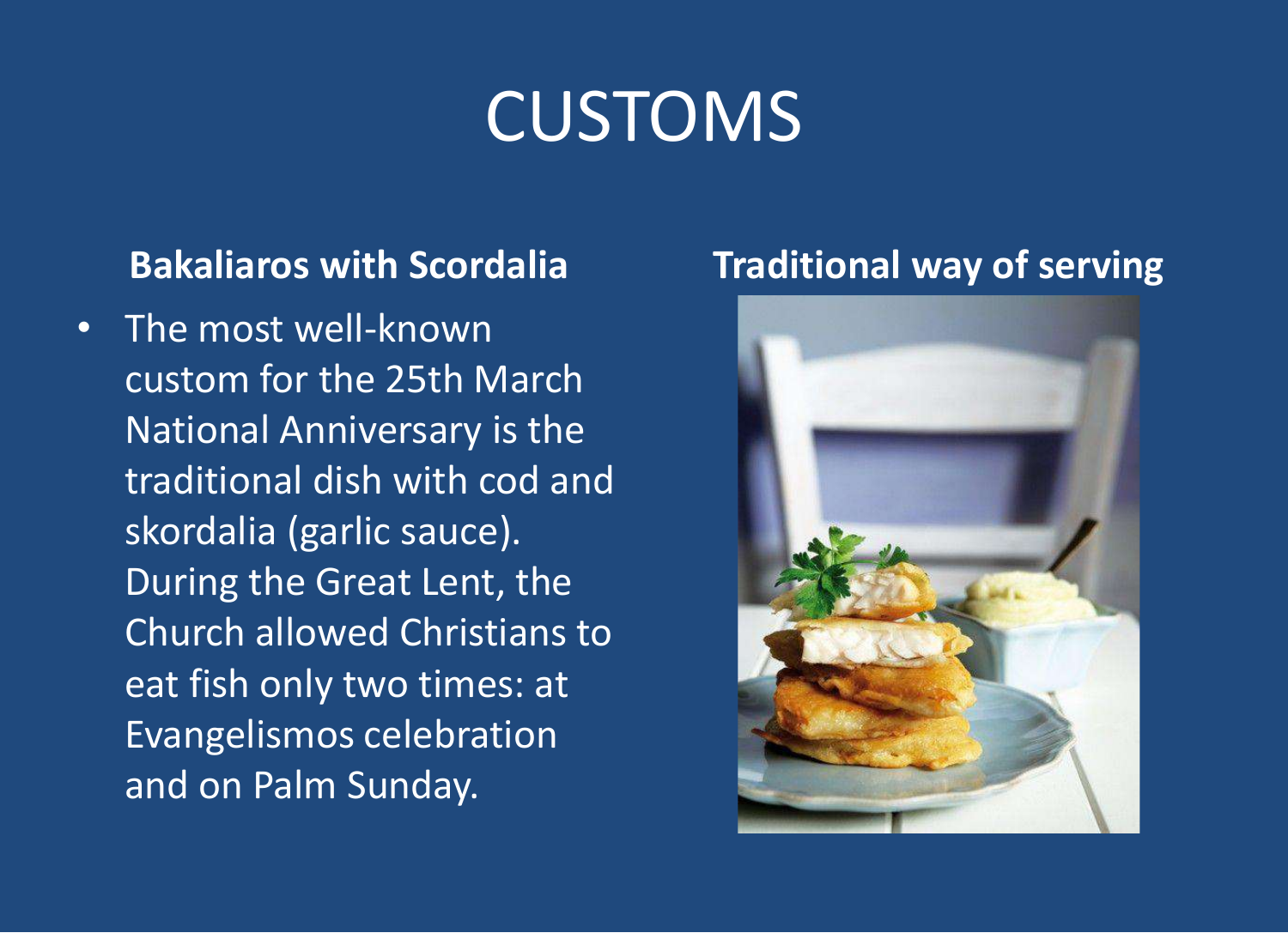# CUSTOMS

**Bakaliaros with Scordalia**

- The most well-known custom for the 25th March National Anniversary is the traditional dish with cod and skordalia (garlic sauce). During the Great Lent, the Church allowed Christians to eat fish only two times: at Evangelismos celebration and on Palm Sunday.

**Traditional way of serving**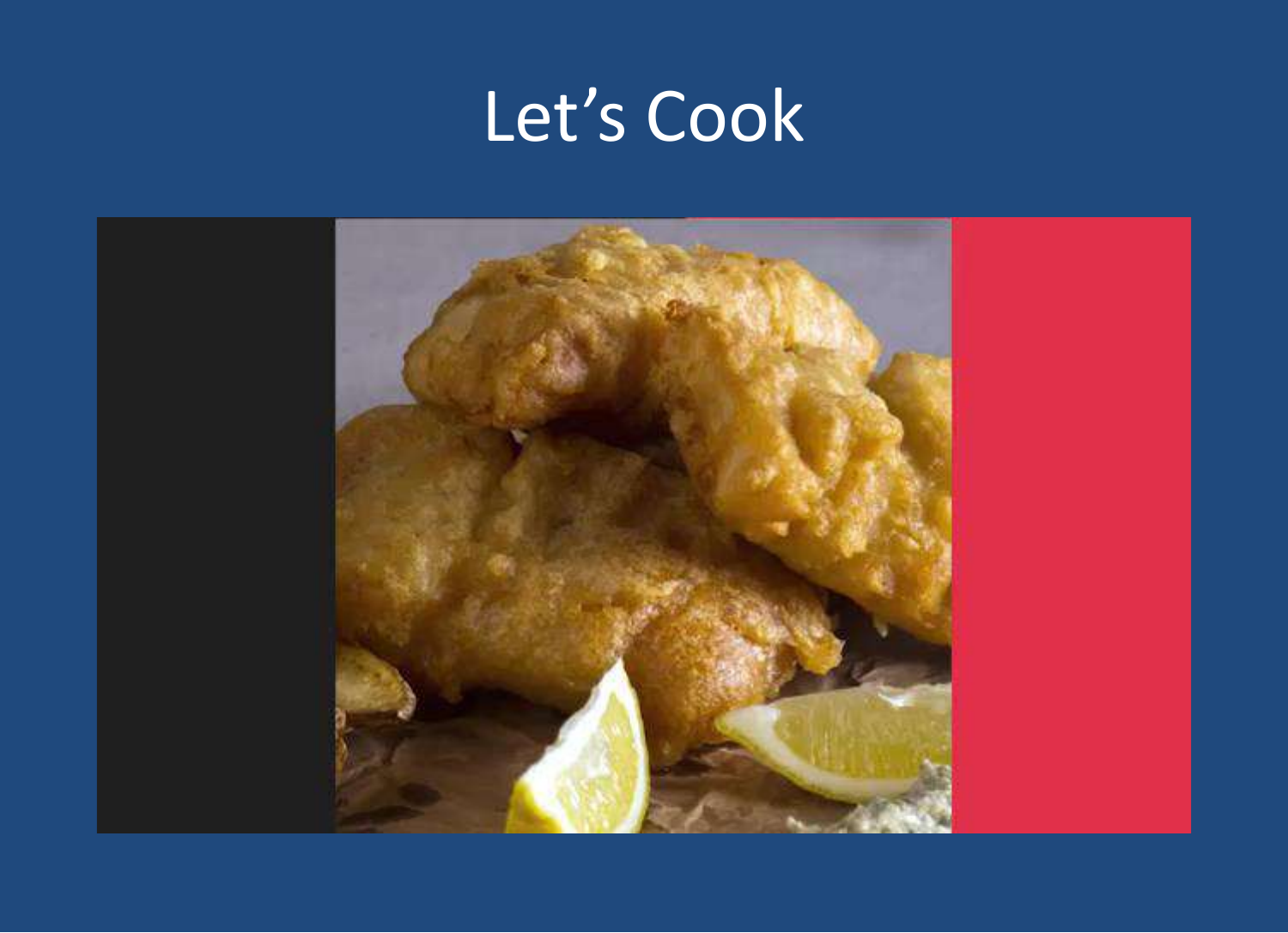# Let's Cook